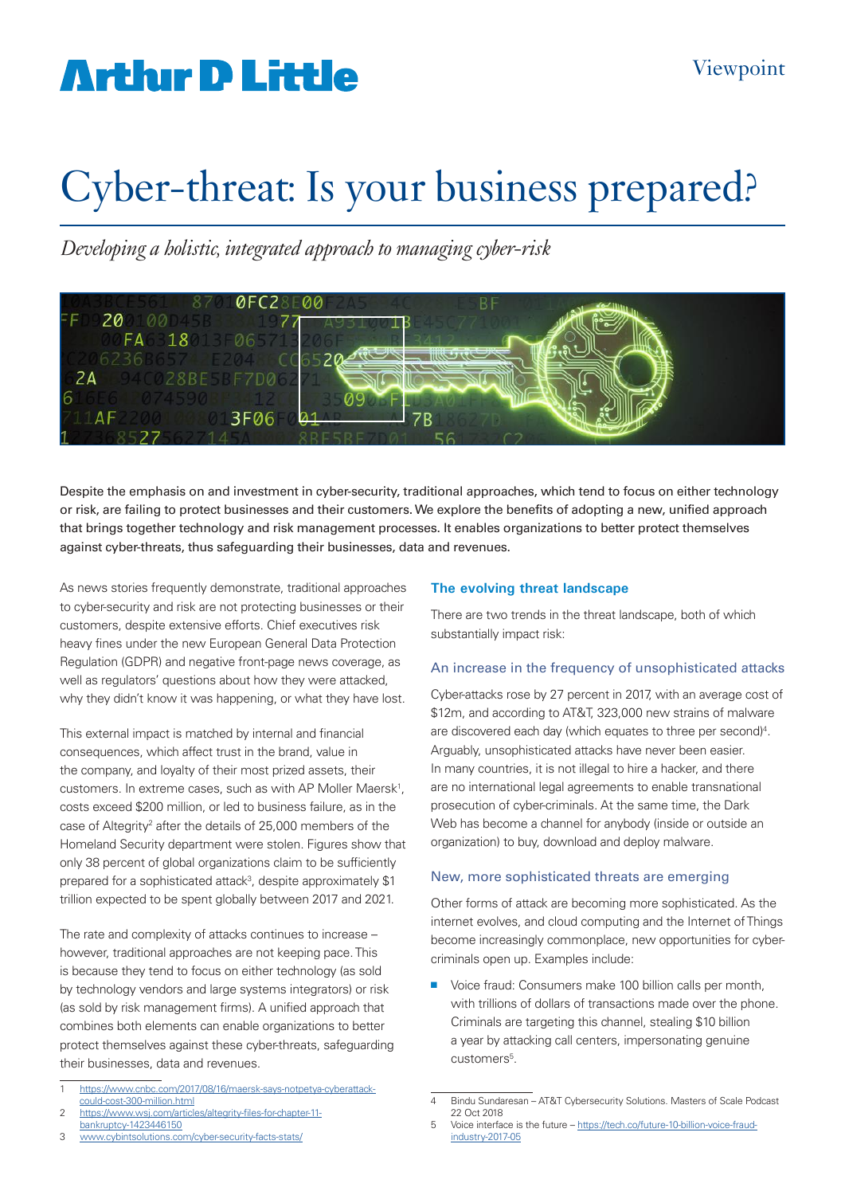Arthur D Little

Viewpoint

# Cyber-threat: Is your business prepared?

*Developing a holistic, integrated approach to managing cyber-risk*

Despite the emphasis on and investment in cyber-security, traditional approaches, which tend to focus on either technology or risk, are failing to protect businesses and their customers. We explore the benefits of adopting a new, unified approach that brings together technology and risk management processes. It enables organizations to better protect themselves against cyber-threats, thus safeguarding their businesses, data and revenues.

As news stories frequently demonstrate, traditional approaches to cyber-security and risk are not protecting businesses or their customers, despite extensive efforts. Chief executives risk heavy fines under the new European General Data Protection Regulation (GDPR) and negative front-page news coverage, as well as regulators' questions about how they were attacked, why they didn't know it was happening, or what they have lost.

This external impact is matched by internal and financial consequences, which affect trust in the brand, value in the company, and loyalty of their most prized assets, their customers. In extreme cases, such as with AP Moller Maersk[1], costs exceed $200 million, or led to business failure, as in the case of Altegrity[2] after the details of 25,000 members of the Homeland Security department were stolen. Figures show that only 38 percent of global organizations claim to be sufficiently prepared for a sophisticated attack[3], despite approximately $1 trillion expected to be spent globally between 2017 and 2021.

The rate and complexity of attacks continues to increase – however, traditional approaches are not keeping pace. This is because they tend to focus on either technology (as sold by technology vendors and large systems integrators) or risk (as sold by risk management firms). A unified approach that combines both elements can enable organizations to better protect themselves against these cyber-threats, safeguarding their businesses, data and revenues.

1 https://www.cnbc.com/2017/08/16/maersk-says-notpetya-cyberattack-could-cost-300-million.html
2 https://www.wsj.com/articles/altegrity-files-for-chapter-11-bankruptcy-1423446150
3 www.cybintsolutions.com/cyber-security-facts-stats/

## The evolving threat landscape

There are two trends in the threat landscape, both of which substantially impact risk:

### An increase in the frequency of unsophisticated attacks

Cyber-attacks rose by 27 percent in 2017, with an average cost of $12m, and according to AT&T, 323,000 new strains of malware are discovered each day (which equates to three per second)[4]. Arguably, unsophisticated attacks have never been easier. In many countries, it is not illegal to hire a hacker, and there are no international legal agreements to enable transnational prosecution of cyber-criminals. At the same time, the Dark Web has become a channel for anybody (inside or outside an organization) to buy, download and deploy malware.

### New, more sophisticated threats are emerging

Other forms of attack are becoming more sophisticated. As the internet evolves, and cloud computing and the Internet of Things become increasingly commonplace, new opportunities for cyber-criminals open up. Examples include:

- Voice fraud: Consumers make 100 billion calls per month, with trillions of dollars of transactions made over the phone. Criminals are targeting this channel, stealing $10 billion a year by attacking call centers, impersonating genuine customers[5].

4 Bindu Sundaresan – AT&T Cybersecurity Solutions. Masters of Scale Podcast 22 Oct 2018
5 Voice interface is the future – https://tech.co/future-10-billion-voice-fraud-industry-2017-05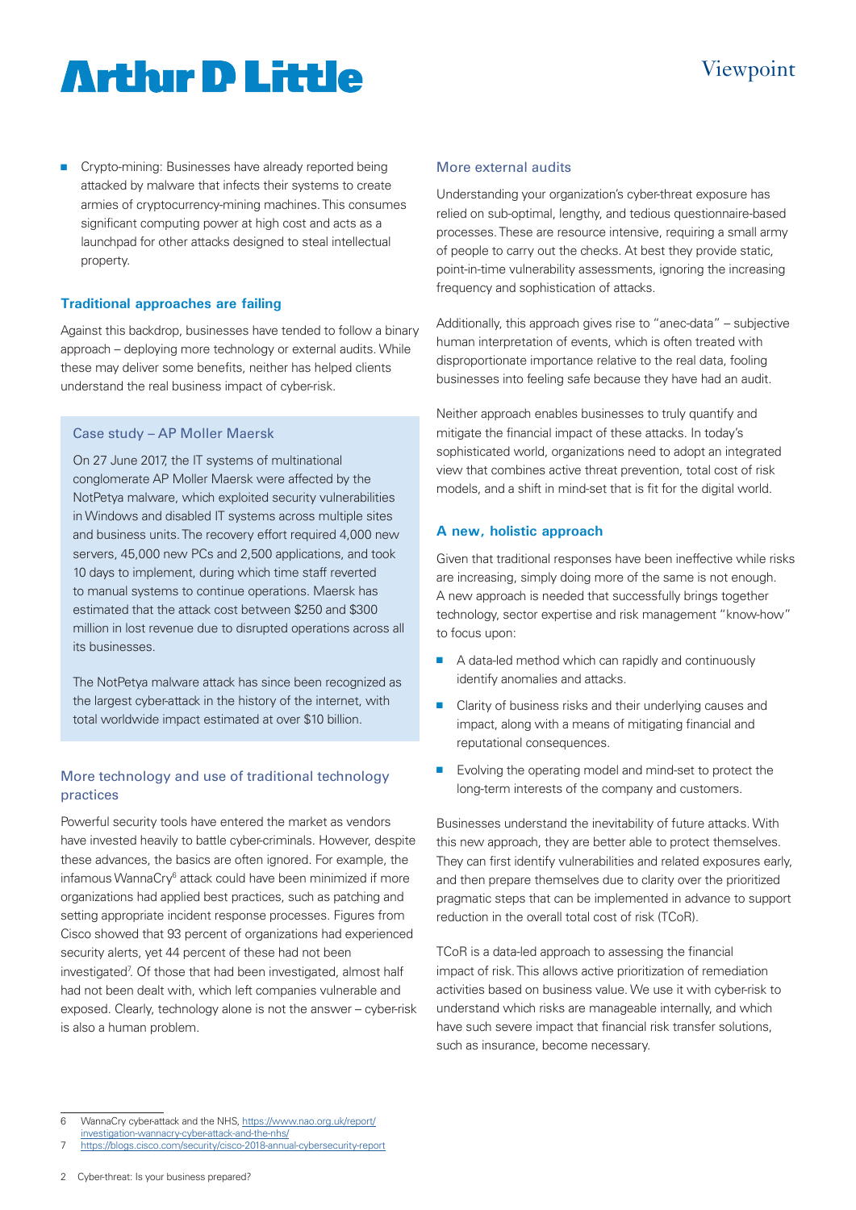- Crypto-mining: Businesses have already reported being attacked by malware that infects their systems to create armies of cryptocurrency-mining machines. This consumes significant computing power at high cost and acts as a launchpad for other attacks designed to steal intellectual property.

## Traditional approaches are failing

Against this backdrop, businesses have tended to follow a binary approach – deploying more technology or external audits. While these may deliver some benefits, neither has helped clients understand the real business impact of cyber-risk.

> ### Case study – AP Moller Maersk
>
> On 27 June 2017, the IT systems of multinational conglomerate AP Moller Maersk were affected by the NotPetya malware, which exploited security vulnerabilities in Windows and disabled IT systems across multiple sites and business units. The recovery effort required 4,000 new servers, 45,000 new PCs and 2,500 applications, and took 10 days to implement, during which time staff reverted to manual systems to continue operations. Maersk has estimated that the attack cost between $250 and $300 million in lost revenue due to disrupted operations across all its businesses.
>
> The NotPetya malware attack has since been recognized as the largest cyber-attack in the history of the internet, with total worldwide impact estimated at over $10 billion.

### More technology and use of traditional technology practices

Powerful security tools have entered the market as vendors have invested heavily to battle cyber-criminals. However, despite these advances, the basics are often ignored. For example, the infamous WannaCry[6] attack could have been minimized if more organizations had applied best practices, such as patching and setting appropriate incident response processes. Figures from Cisco showed that 93 percent of organizations had experienced security alerts, yet 44 percent of these had not been investigated[7]. Of those that had been investigated, almost half had not been dealt with, which left companies vulnerable and exposed. Clearly, technology alone is not the answer – cyber-risk is also a human problem.

### More external audits

Understanding your organization's cyber-threat exposure has relied on sub-optimal, lengthy, and tedious questionnaire-based processes. These are resource intensive, requiring a small army of people to carry out the checks. At best they provide static, point-in-time vulnerability assessments, ignoring the increasing frequency and sophistication of attacks.

Additionally, this approach gives rise to "anec-data" – subjective human interpretation of events, which is often treated with disproportionate importance relative to the real data, fooling businesses into feeling safe because they have had an audit.

Neither approach enables businesses to truly quantify and mitigate the financial impact of these attacks. In today's sophisticated world, organizations need to adopt an integrated view that combines active threat prevention, total cost of risk models, and a shift in mind-set that is fit for the digital world.

## A new, holistic approach

Given that traditional responses have been ineffective while risks are increasing, simply doing more of the same is not enough. A new approach is needed that successfully brings together technology, sector expertise and risk management "know-how" to focus upon:

- A data-led method which can rapidly and continuously identify anomalies and attacks.
- Clarity of business risks and their underlying causes and impact, along with a means of mitigating financial and reputational consequences.
- Evolving the operating model and mind-set to protect the long-term interests of the company and customers.

Businesses understand the inevitability of future attacks. With this new approach, they are better able to protect themselves. They can first identify vulnerabilities and related exposures early, and then prepare themselves due to clarity over the prioritized pragmatic steps that can be implemented in advance to support reduction in the overall total cost of risk (TCoR).

TCoR is a data-led approach to assessing the financial impact of risk. This allows active prioritization of remediation activities based on business value. We use it with cyber-risk to understand which risks are manageable internally, and which have such severe impact that financial risk transfer solutions, such as insurance, become necessary.

---

6 WannaCry cyber-attack and the NHS, https://www.nao.org.uk/report/investigation-wannacry-cyber-attack-and-the-nhs/

7 https://blogs.cisco.com/security/cisco-2018-annual-cybersecurity-report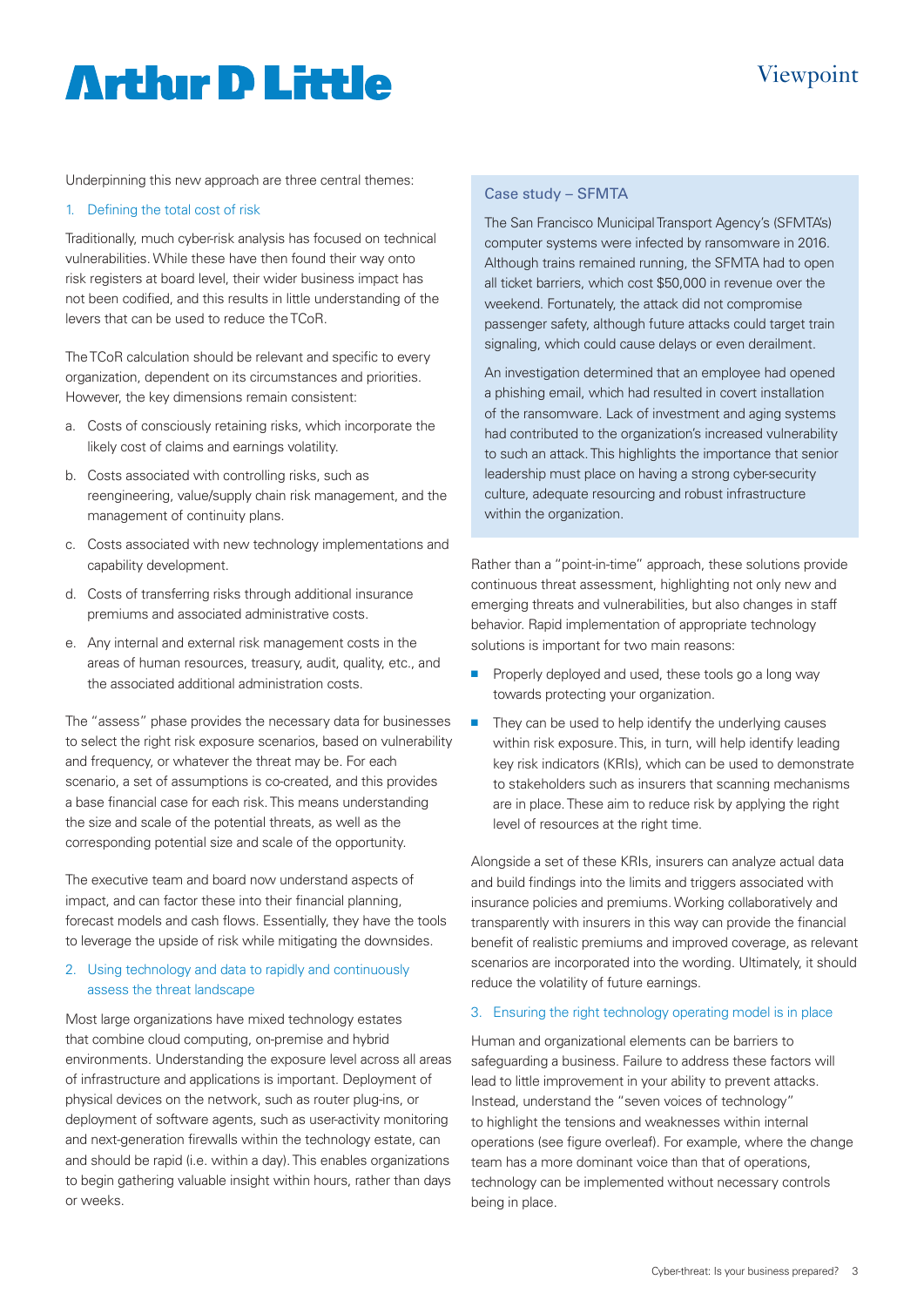Underpinning this new approach are three central themes:

### 1. Defining the total cost of risk

Traditionally, much cyber-risk analysis has focused on technical vulnerabilities. While these have then found their way onto risk registers at board level, their wider business impact has not been codified, and this results in little understanding of the levers that can be used to reduce the TCoR.

The TCoR calculation should be relevant and specific to every organization, dependent on its circumstances and priorities. However, the key dimensions remain consistent:

a. Costs of consciously retaining risks, which incorporate the likely cost of claims and earnings volatility.

b. Costs associated with controlling risks, such as reengineering, value/supply chain risk management, and the management of continuity plans.

c. Costs associated with new technology implementations and capability development.

d. Costs of transferring risks through additional insurance premiums and associated administrative costs.

e. Any internal and external risk management costs in the areas of human resources, treasury, audit, quality, etc., and the associated additional administration costs.

The "assess" phase provides the necessary data for businesses to select the right risk exposure scenarios, based on vulnerability and frequency, or whatever the threat may be. For each scenario, a set of assumptions is co-created, and this provides a base financial case for each risk. This means understanding the size and scale of the potential threats, as well as the corresponding potential size and scale of the opportunity.

The executive team and board now understand aspects of impact, and can factor these into their financial planning, forecast models and cash flows. Essentially, they have the tools to leverage the upside of risk while mitigating the downsides.

### 2. Using technology and data to rapidly and continuously assess the threat landscape

Most large organizations have mixed technology estates that combine cloud computing, on-premise and hybrid environments. Understanding the exposure level across all areas of infrastructure and applications is important. Deployment of physical devices on the network, such as router plug-ins, or deployment of software agents, such as user-activity monitoring and next-generation firewalls within the technology estate, can and should be rapid (i.e. within a day). This enables organizations to begin gathering valuable insight within hours, rather than days or weeks.

> **Case study – SFMTA**
>
> The San Francisco Municipal Transport Agency's (SFMTA's) computer systems were infected by ransomware in 2016. Although trains remained running, the SFMTA had to open all ticket barriers, which cost $50,000 in revenue over the weekend. Fortunately, the attack did not compromise passenger safety, although future attacks could target train signaling, which could cause delays or even derailment.
>
> An investigation determined that an employee had opened a phishing email, which had resulted in covert installation of the ransomware. Lack of investment and aging systems had contributed to the organization's increased vulnerability to such an attack. This highlights the importance that senior leadership must place on having a strong cyber-security culture, adequate resourcing and robust infrastructure within the organization.

Rather than a "point-in-time" approach, these solutions provide continuous threat assessment, highlighting not only new and emerging threats and vulnerabilities, but also changes in staff behavior. Rapid implementation of appropriate technology solutions is important for two main reasons:

- Properly deployed and used, these tools go a long way towards protecting your organization.
- They can be used to help identify the underlying causes within risk exposure. This, in turn, will help identify leading key risk indicators (KRIs), which can be used to demonstrate to stakeholders such as insurers that scanning mechanisms are in place. These aim to reduce risk by applying the right level of resources at the right time.

Alongside a set of these KRIs, insurers can analyze actual data and build findings into the limits and triggers associated with insurance policies and premiums. Working collaboratively and transparently with insurers in this way can provide the financial benefit of realistic premiums and improved coverage, as relevant scenarios are incorporated into the wording. Ultimately, it should reduce the volatility of future earnings.

### 3. Ensuring the right technology operating model is in place

Human and organizational elements can be barriers to safeguarding a business. Failure to address these factors will lead to little improvement in your ability to prevent attacks. Instead, understand the "seven voices of technology" to highlight the tensions and weaknesses within internal operations (see figure overleaf). For example, where the change team has a more dominant voice than that of operations, technology can be implemented without necessary controls being in place.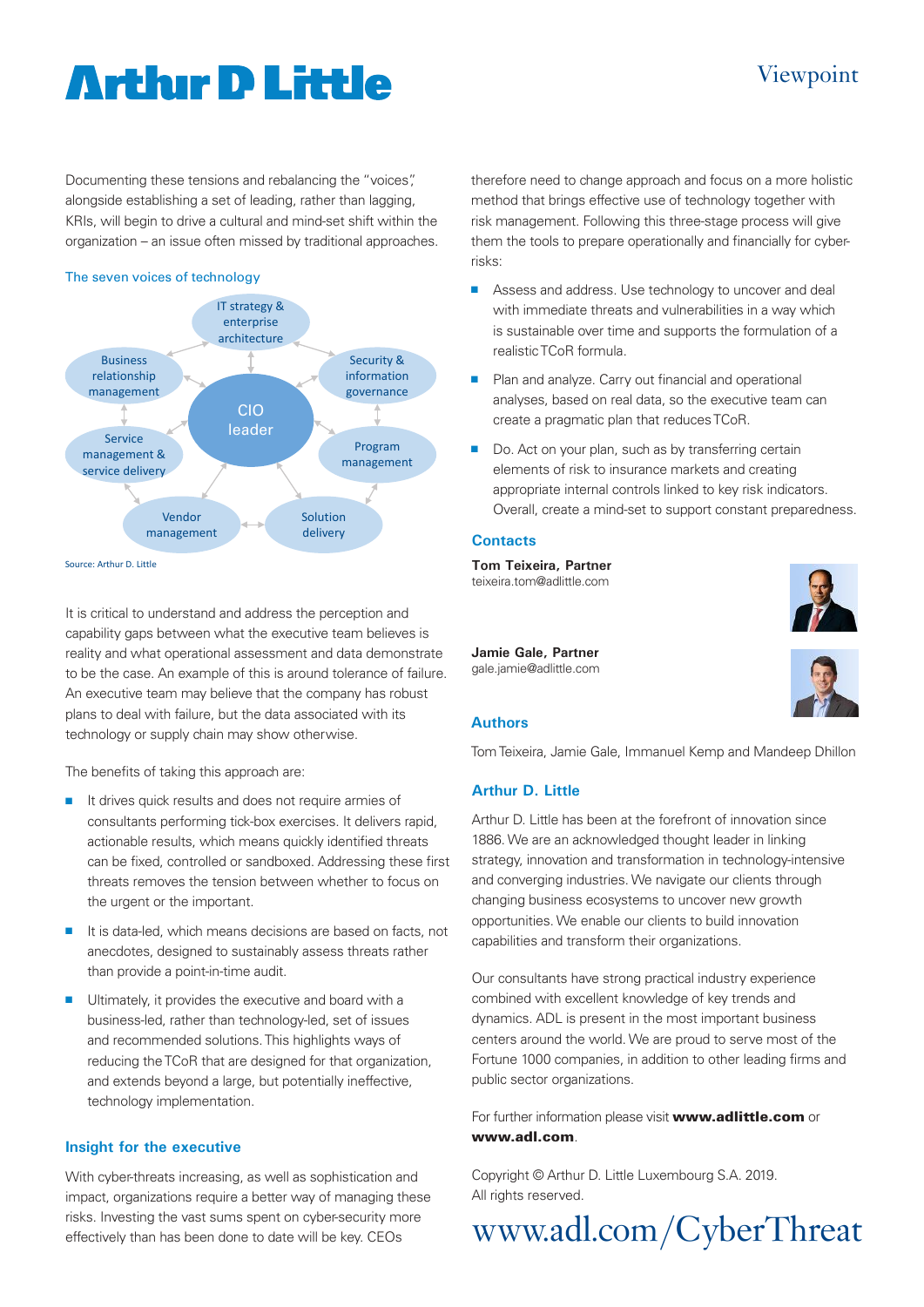Documenting these tensions and rebalancing the "voices", alongside establishing a set of leading, rather than lagging, KRIs, will begin to drive a cultural and mind-set shift within the organization – an issue often missed by traditional approaches.

The seven voices of technology

CIO leader

IT strategy & enterprise architecture

Security & information governance

Program management

Solution delivery

Vendor management

Service management & service delivery

Business relationship management

Source: Arthur D. Little

It is critical to understand and address the perception and capability gaps between what the executive team believes is reality and what operational assessment and data demonstrate to be the case. An example of this is around tolerance of failure. An executive team may believe that the company has robust plans to deal with failure, but the data associated with its technology or supply chain may show otherwise.

The benefits of taking this approach are:

- It drives quick results and does not require armies of consultants performing tick-box exercises. It delivers rapid, actionable results, which means quickly identified threats can be fixed, controlled or sandboxed. Addressing these first threats removes the tension between whether to focus on the urgent or the important.
- It is data-led, which means decisions are based on facts, not anecdotes, designed to sustainably assess threats rather than provide a point-in-time audit.
- Ultimately, it provides the executive and board with a business-led, rather than technology-led, set of issues and recommended solutions. This highlights ways of reducing the TCoR that are designed for that organization, and extends beyond a large, but potentially ineffective, technology implementation.

## Insight for the executive

With cyber-threats increasing, as well as sophistication and impact, organizations require a better way of managing these risks. Investing the vast sums spent on cyber-security more effectively than has been done to date will be key. CEOs therefore need to change approach and focus on a more holistic method that brings effective use of technology together with risk management. Following this three-stage process will give them the tools to prepare operationally and financially for cyber-risks:

- Assess and address. Use technology to uncover and deal with immediate threats and vulnerabilities in a way which is sustainable over time and supports the formulation of a realistic TCoR formula.
- Plan and analyze. Carry out financial and operational analyses, based on real data, so the executive team can create a pragmatic plan that reduces TCoR.
- Do. Act on your plan, such as by transferring certain elements of risk to insurance markets and creating appropriate internal controls linked to key risk indicators. Overall, create a mind-set to support constant preparedness.

## Contacts

**Tom Teixeira, Partner**
teixeira.tom@adlittle.com

**Jamie Gale, Partner**
gale.jamie@adlittle.com

## Authors

Tom Teixeira, Jamie Gale, Immanuel Kemp and Mandeep Dhillon

## Arthur D. Little

Arthur D. Little has been at the forefront of innovation since 1886. We are an acknowledged thought leader in linking strategy, innovation and transformation in technology-intensive and converging industries. We navigate our clients through changing business ecosystems to uncover new growth opportunities. We enable our clients to build innovation capabilities and transform their organizations.

Our consultants have strong practical industry experience combined with excellent knowledge of key trends and dynamics. ADL is present in the most important business centers around the world. We are proud to serve most of the Fortune 1000 companies, in addition to other leading firms and public sector organizations.

For further information please visit **www.adlittle.com** or **www.adl.com**.

Copyright © Arthur D. Little Luxembourg S.A. 2019.
All rights reserved.

www.adl.com/CyberThreat